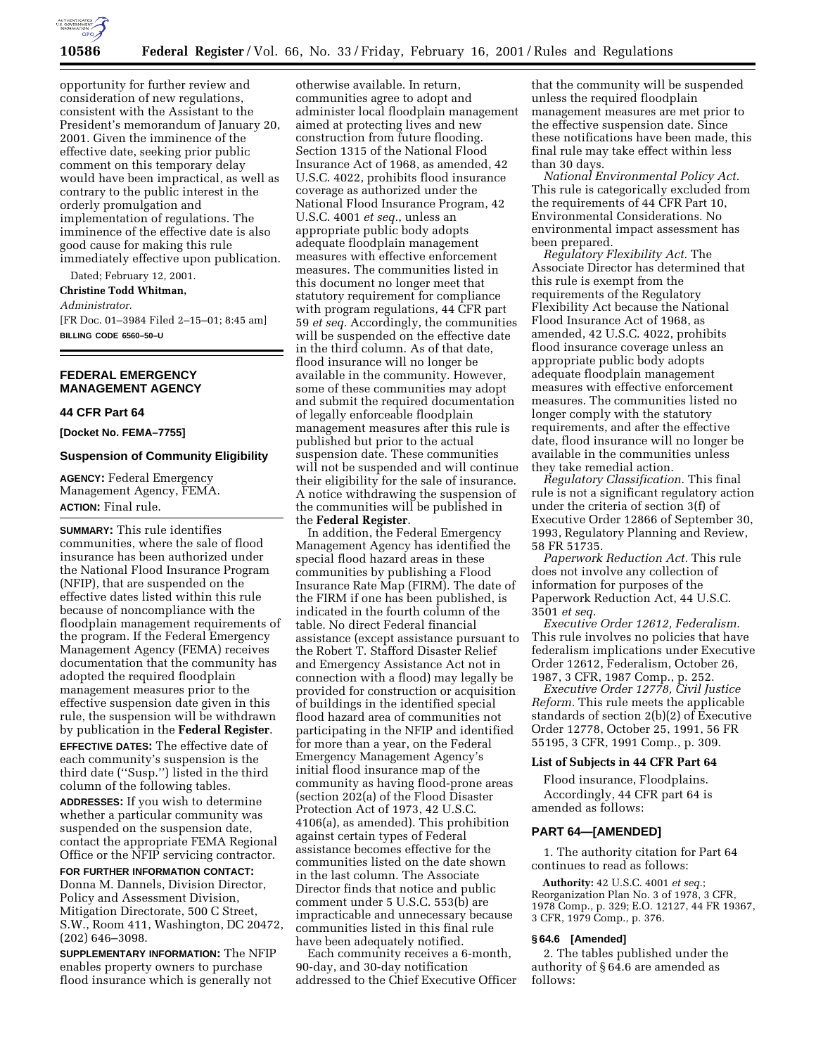opportunity for further review and consideration of new regulations, consistent with the Assistant to the President's memorandum of January 20, 2001. Given the imminence of the effective date, seeking prior public comment on this temporary delay would have been impractical, as well as contrary to the public interest in the orderly promulgation and implementation of regulations. The imminence of the effective date is also good cause for making this rule immediately effective upon publication.

Dated; February 12, 2001.

**Christine Todd Whitman,**

*Administrator.*

[FR Doc. 01–3984 Filed 2–15–01; 8:45 am]

**BILLING CODE 6560–50–U**

## FEDERAL EMERGENCY MANAGEMENT AGENCY

### 44 CFR Part 64

**[Docket No. FEMA–7755]**

### Suspension of Community Eligibility

**AGENCY:** Federal Emergency Management Agency, FEMA.

**ACTION:** Final rule.

**SUMMARY:** This rule identifies communities, where the sale of flood insurance has been authorized under the National Flood Insurance Program (NFIP), that are suspended on the effective dates listed within this rule because of noncompliance with the floodplain management requirements of the program. If the Federal Emergency Management Agency (FEMA) receives documentation that the community has adopted the required floodplain management measures prior to the effective suspension date given in this rule, the suspension will be withdrawn by publication in the **Federal Register**.

**EFFECTIVE DATES:** The effective date of each community's suspension is the third date (''Susp.'') listed in the third column of the following tables.

**ADDRESSES:** If you wish to determine whether a particular community was suspended on the suspension date, contact the appropriate FEMA Regional Office or the NFIP servicing contractor.

**FOR FURTHER INFORMATION CONTACT:** Donna M. Dannels, Division Director, Policy and Assessment Division, Mitigation Directorate, 500 C Street, S.W., Room 411, Washington, DC 20472, (202) 646–3098.

**SUPPLEMENTARY INFORMATION:** The NFIP enables property owners to purchase flood insurance which is generally not otherwise available. In return, communities agree to adopt and administer local floodplain management aimed at protecting lives and new construction from future flooding. Section 1315 of the National Flood Insurance Act of 1968, as amended, 42 U.S.C. 4022, prohibits flood insurance coverage as authorized under the National Flood Insurance Program, 42 U.S.C. 4001 *et seq.*, unless an appropriate public body adopts adequate floodplain management measures with effective enforcement measures. The communities listed in this document no longer meet that statutory requirement for compliance with program regulations, 44 CFR part 59 *et seq.* Accordingly, the communities will be suspended on the effective date in the third column. As of that date, flood insurance will no longer be available in the community. However, some of these communities may adopt and submit the required documentation of legally enforceable floodplain management measures after this rule is published but prior to the actual suspension date. These communities will not be suspended and will continue their eligibility for the sale of insurance. A notice withdrawing the suspension of the communities will be published in the **Federal Register**.

In addition, the Federal Emergency Management Agency has identified the special flood hazard areas in these communities by publishing a Flood Insurance Rate Map (FIRM). The date of the FIRM if one has been published, is indicated in the fourth column of the table. No direct Federal financial assistance (except assistance pursuant to the Robert T. Stafford Disaster Relief and Emergency Assistance Act not in connection with a flood) may legally be provided for construction or acquisition of buildings in the identified special flood hazard area of communities not participating in the NFIP and identified for more than a year, on the Federal Emergency Management Agency's initial flood insurance map of the community as having flood-prone areas (section 202(a) of the Flood Disaster Protection Act of 1973, 42 U.S.C. 4106(a), as amended). This prohibition against certain types of Federal assistance becomes effective for the communities listed on the date shown in the last column. The Associate Director finds that notice and public comment under 5 U.S.C. 553(b) are impracticable and unnecessary because communities listed in this final rule have been adequately notified.

Each community receives a 6-month, 90-day, and 30-day notification addressed to the Chief Executive Officer that the community will be suspended unless the required floodplain management measures are met prior to the effective suspension date. Since these notifications have been made, this final rule may take effect within less than 30 days.

*National Environmental Policy Act.* This rule is categorically excluded from the requirements of 44 CFR Part 10, Environmental Considerations. No environmental impact assessment has been prepared.

*Regulatory Flexibility Act.* The Associate Director has determined that this rule is exempt from the requirements of the Regulatory Flexibility Act because the National Flood Insurance Act of 1968, as amended, 42 U.S.C. 4022, prohibits flood insurance coverage unless an appropriate public body adopts adequate floodplain management measures with effective enforcement measures. The communities listed no longer comply with the statutory requirements, and after the effective date, flood insurance will no longer be available in the communities unless they take remedial action.

*Regulatory Classification.* This final rule is not a significant regulatory action under the criteria of section 3(f) of Executive Order 12866 of September 30, 1993, Regulatory Planning and Review, 58 FR 51735.

*Paperwork Reduction Act.* This rule does not involve any collection of information for purposes of the Paperwork Reduction Act, 44 U.S.C. 3501 *et seq.*

*Executive Order 12612, Federalism.* This rule involves no policies that have federalism implications under Executive Order 12612, Federalism, October 26, 1987, 3 CFR, 1987 Comp., p. 252.

*Executive Order 12778, Civil Justice Reform.* This rule meets the applicable standards of section 2(b)(2) of Executive Order 12778, October 25, 1991, 56 FR 55195, 3 CFR, 1991 Comp., p. 309.

#### List of Subjects in 44 CFR Part 64

Flood insurance, Floodplains.

Accordingly, 44 CFR part 64 is amended as follows:

#### PART 64—[AMENDED]

1. The authority citation for Part 64 continues to read as follows:

**Authority:** 42 U.S.C. 4001 *et seq.*; Reorganization Plan No. 3 of 1978, 3 CFR, 1978 Comp., p. 329; E.O. 12127, 44 FR 19367, 3 CFR, 1979 Comp., p. 376.

#### § 64.6 [Amended]

2. The tables published under the authority of § 64.6 are amended as follows: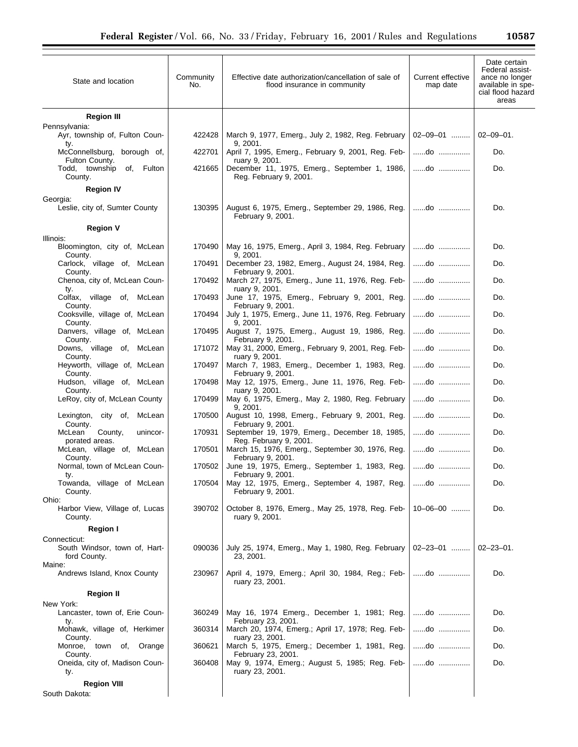| State and location | Community No. | Effective date authorization/cancellation of sale of flood insurance in community | Current effective map date | Date certain Federal assistance no longer available in special flood hazard areas |
|---|---|---|---|---|
| **Region III** | | | | |
| Pennsylvania: | | | | |
| Ayr, township of, Fulton County. | 422428 | March 9, 1977, Emerg., July 2, 1982, Reg. February 9, 2001. | 02–09–01 ......... | 02–09–01. |
| McConnellsburg, borough of, Fulton County. | 422701 | April 7, 1995, Emerg., February 9, 2001, Reg. February 9, 2001. | ......do ............... | Do. |
| Todd, township of, Fulton County. | 421665 | December 11, 1975, Emerg., September 1, 1986, Reg. February 9, 2001. | ......do ............... | Do. |
| **Region IV** | | | | |
| Georgia: | | | | |
| Leslie, city of, Sumter County | 130395 | August 6, 1975, Emerg., September 29, 1986, Reg. February 9, 2001. | ......do ............... | Do. |
| **Region V** | | | | |
| Illinois: | | | | |
| Bloomington, city of, McLean County. | 170490 | May 16, 1975, Emerg., April 3, 1984, Reg. February 9, 2001. | ......do ............... | Do. |
| Carlock, village of, McLean County. | 170491 | December 23, 1982, Emerg., August 24, 1984, Reg. February 9, 2001. | ......do ............... | Do. |
| Chenoa, city of, McLean County. | 170492 | March 27, 1975, Emerg., June 11, 1976, Reg. February 9, 2001. | ......do ............... | Do. |
| Colfax, village of, McLean County. | 170493 | June 17, 1975, Emerg., February 9, 2001, Reg. February 9, 2001. | ......do ............... | Do. |
| Cooksville, village of, McLean County. | 170494 | July 1, 1975, Emerg., June 11, 1976, Reg. February 9, 2001. | ......do ............... | Do. |
| Danvers, village of, McLean County. | 170495 | August 7, 1975, Emerg., August 19, 1986, Reg. February 9, 2001. | ......do ............... | Do. |
| Downs, village of, McLean County. | 171072 | May 31, 2000, Emerg., February 9, 2001, Reg. February 9, 2001. | ......do ............... | Do. |
| Heyworth, village of, McLean County. | 170497 | March 7, 1983, Emerg., December 1, 1983, Reg. February 9, 2001. | ......do ............... | Do. |
| Hudson, village of, McLean County. | 170498 | May 12, 1975, Emerg., June 11, 1976, Reg. February 9, 2001. | ......do ............... | Do. |
| LeRoy, city of, McLean County | 170499 | May 6, 1975, Emerg., May 2, 1980, Reg. February 9, 2001. | ......do ............... | Do. |
| Lexington, city of, McLean County. | 170500 | August 10, 1998, Emerg., February 9, 2001, Reg. February 9, 2001. | ......do ............... | Do. |
| McLean County, unincorporated areas. | 170931 | September 19, 1979, Emerg., December 18, 1985, Reg. February 9, 2001. | ......do ............... | Do. |
| McLean, village of, McLean County. | 170501 | March 15, 1976, Emerg., September 30, 1976, Reg. February 9, 2001. | ......do ............... | Do. |
| Normal, town of McLean County. | 170502 | June 19, 1975, Emerg., September 1, 1983, Reg. February 9, 2001. | ......do ............... | Do. |
| Towanda, village of McLean County. | 170504 | May 12, 1975, Emerg., September 4, 1987, Reg. February 9, 2001. | ......do ............... | Do. |
| Ohio: | | | | |
| Harbor View, Village of, Lucas County. | 390702 | October 8, 1976, Emerg., May 25, 1978, Reg. February 9, 2001. | 10–06–00 ......... | Do. |
| **Region I** | | | | |
| Connecticut: | | | | |
| South Windsor, town of, Hartford County. | 090036 | July 25, 1974, Emerg., May 1, 1980, Reg. February 23, 2001. | 02–23–01 ......... | 02–23–01. |
| Maine: | | | | |
| Andrews Island, Knox County | 230967 | April 4, 1979, Emerg.; April 30, 1984, Reg.; February 23, 2001. | ......do ............... | Do. |
| **Region II** | | | | |
| New York: | | | | |
| Lancaster, town of, Erie County. | 360249 | May 16, 1974 Emerg., December 1, 1981; Reg. February 23, 2001. | ......do ............... | Do. |
| Mohawk, village of, Herkimer County. | 360314 | March 20, 1974, Emerg.; April 17, 1978; Reg. February 23, 2001. | ......do ............... | Do. |
| Monroe, town of, Orange County. | 360621 | March 5, 1975, Emerg.; December 1, 1981, Reg. February 23, 2001. | ......do ............... | Do. |
| Oneida, city of, Madison County. | 360408 | May 9, 1974, Emerg.; August 5, 1985; Reg. February 23, 2001. | ......do ............... | Do. |
| **Region VIII** | | | | |
| South Dakota: | | | | |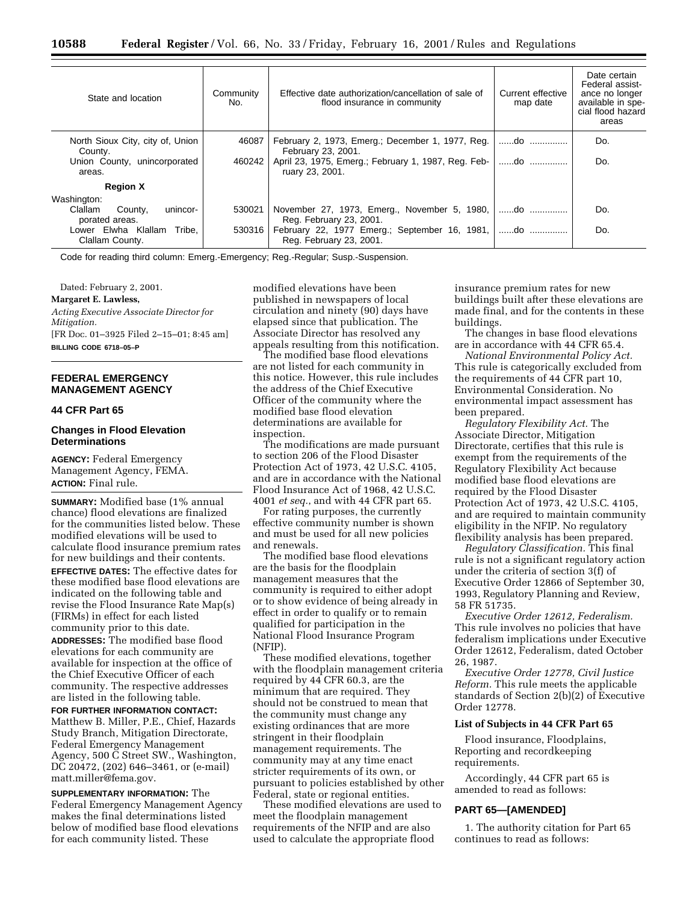| State and location | Community No. | Effective date authorization/cancellation of sale of flood insurance in community | Current effective map date | Date certain Federal assistance no longer available in special flood hazard areas |
|---|---|---|---|---|
| North Sioux City, city of, Union County. | 46087 | February 2, 1973, Emerg.; December 1, 1977, Reg. February 23, 2001. | ......do .............. | Do. |
| Union County, unincorporated areas. | 460242 | April 23, 1975, Emerg.; February 1, 1987, Reg. February 23, 2001. | ......do .............. | Do. |
| **Region X** | | | | |
| Washington: | | | | |
| Clallam County, unincorporated areas. | 530021 | November 27, 1973, Emerg., November 5, 1980, Reg. February 23, 2001. | ......do .............. | Do. |
| Lower Elwha Klallam Tribe, Clallam County. | 530316 | February 22, 1977 Emerg.; September 16, 1981, Reg. February 23, 2001. | ......do .............. | Do. |

Code for reading third column: Emerg.-Emergency; Reg.-Regular; Susp.-Suspension.

Dated: February 2, 2001.

**Margaret E. Lawless,**

*Acting Executive Associate Director for Mitigation.*

[FR Doc. 01–3925 Filed 2–15–01; 8:45 am]

**BILLING CODE 6718–05–P**

## FEDERAL EMERGENCY MANAGEMENT AGENCY

### 44 CFR Part 65

### Changes in Flood Elevation Determinations

**AGENCY:** Federal Emergency Management Agency, FEMA.

**ACTION:** Final rule.

**SUMMARY:** Modified base (1% annual chance) flood elevations are finalized for the communities listed below. These modified elevations will be used to calculate flood insurance premium rates for new buildings and their contents.

**EFFECTIVE DATES:** The effective dates for these modified base flood elevations are indicated on the following table and revise the Flood Insurance Rate Map(s) (FIRMs) in effect for each listed community prior to this date.

**ADDRESSES:** The modified base flood elevations for each community are available for inspection at the office of the Chief Executive Officer of each community. The respective addresses are listed in the following table.

**FOR FURTHER INFORMATION CONTACT:** Matthew B. Miller, P.E., Chief, Hazards Study Branch, Mitigation Directorate, Federal Emergency Management Agency, 500 C Street SW., Washington, DC 20472, (202) 646–3461, or (e-mail) matt.miller@fema.gov.

**SUPPLEMENTARY INFORMATION:** The Federal Emergency Management Agency makes the final determinations listed below of modified base flood elevations for each community listed. These modified elevations have been published in newspapers of local circulation and ninety (90) days have elapsed since that publication. The Associate Director has resolved any appeals resulting from this notification.

The modified base flood elevations are not listed for each community in this notice. However, this rule includes the address of the Chief Executive Officer of the community where the modified base flood elevation determinations are available for inspection.

The modifications are made pursuant to section 206 of the Flood Disaster Protection Act of 1973, 42 U.S.C. 4105, and are in accordance with the National Flood Insurance Act of 1968, 42 U.S.C. 4001 *et seq.*, and with 44 CFR part 65.

For rating purposes, the currently effective community number is shown and must be used for all new policies and renewals.

The modified base flood elevations are the basis for the floodplain management measures that the community is required to either adopt or to show evidence of being already in effect in order to qualify or to remain qualified for participation in the National Flood Insurance Program (NFIP).

These modified elevations, together with the floodplain management criteria required by 44 CFR 60.3, are the minimum that are required. They should not be construed to mean that the community must change any existing ordinances that are more stringent in their floodplain management requirements. The community may at any time enact stricter requirements of its own, or pursuant to policies established by other Federal, state or regional entities.

These modified elevations are used to meet the floodplain management requirements of the NFIP and are also used to calculate the appropriate flood insurance premium rates for new buildings built after these elevations are made final, and for the contents in these buildings.

The changes in base flood elevations are in accordance with 44 CFR 65.4.

*National Environmental Policy Act.* This rule is categorically excluded from the requirements of 44 CFR part 10, Environmental Consideration. No environmental impact assessment has been prepared.

*Regulatory Flexibility Act.* The Associate Director, Mitigation Directorate, certifies that this rule is exempt from the requirements of the Regulatory Flexibility Act because modified base flood elevations are required by the Flood Disaster Protection Act of 1973, 42 U.S.C. 4105, and are required to maintain community eligibility in the NFIP. No regulatory flexibility analysis has been prepared.

*Regulatory Classification.* This final rule is not a significant regulatory action under the criteria of section 3(f) of Executive Order 12866 of September 30, 1993, Regulatory Planning and Review, 58 FR 51735.

*Executive Order 12612, Federalism.* This rule involves no policies that have federalism implications under Executive Order 12612, Federalism, dated October 26, 1987.

*Executive Order 12778, Civil Justice Reform.* This rule meets the applicable standards of Section 2(b)(2) of Executive Order 12778.

#### List of Subjects in 44 CFR Part 65

Flood insurance, Floodplains, Reporting and recordkeeping requirements.

Accordingly, 44 CFR part 65 is amended to read as follows:

### PART 65—[AMENDED]

1. The authority citation for Part 65 continues to read as follows: